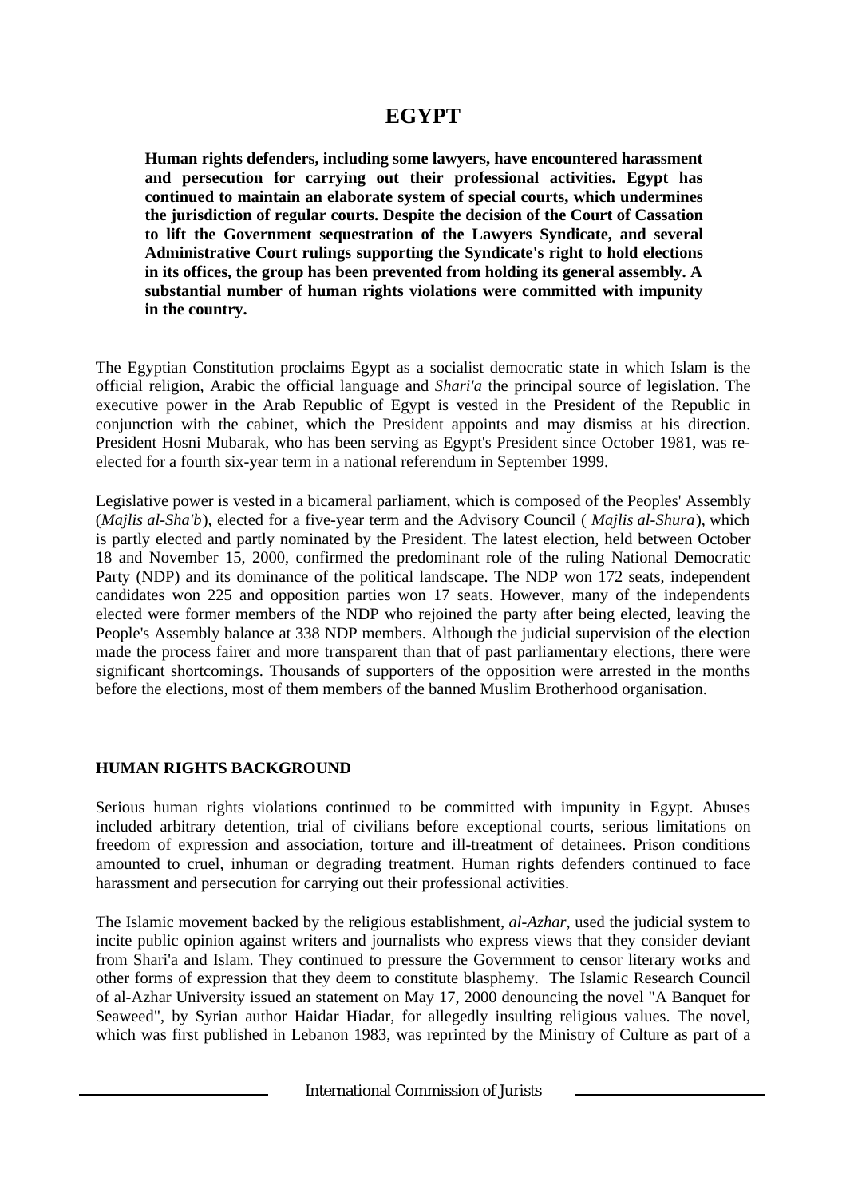# EGYPT

**Human rights defenders, including some lawyers, have encountered harassment and persecution for carrying out their professional activities. Egypt has continued to maintain an elaborate system of special courts, which undermines the jurisdiction of regular courts. Despite the decision of the Court of Cassation to lift the Government sequestration of the Lawyers Syndicate, and several Administrative Court rulings supporting the Syndicate's right to hold elections in its offices, the group has been prevented from holding its general assembly. A substantial number of human rights violations were committed with impunity in the country.**

The Egyptian Constitution proclaims Egypt as a socialist democratic state in which Islam is the official religion, Arabic the official language and *Shari'a* the principal source of legislation. The executive power in the Arab Republic of Egypt is vested in the President of the Republic in conjunction with the cabinet, which the President appoints and may dismiss at his direction. President Hosni Mubarak, who has been serving as Egypt's President since October 1981, was re-elected for a fourth six-year term in a national referendum in September 1999.

Legislative power is vested in a bicameral parliament, which is composed of the Peoples' Assembly (*Majlis al-Sha'b*), elected for a five-year term and the Advisory Council ( *Majlis al-Shura*), which is partly elected and partly nominated by the President. The latest election, held between October 18 and November 15, 2000, confirmed the predominant role of the ruling National Democratic Party (NDP) and its dominance of the political landscape. The NDP won 172 seats, independent candidates won 225 and opposition parties won 17 seats. However, many of the independents elected were former members of the NDP who rejoined the party after being elected, leaving the People's Assembly balance at 338 NDP members. Although the judicial supervision of the election made the process fairer and more transparent than that of past parliamentary elections, there were significant shortcomings. Thousands of supporters of the opposition were arrested in the months before the elections, most of them members of the banned Muslim Brotherhood organisation.

## HUMAN RIGHTS BACKGROUND

Serious human rights violations continued to be committed with impunity in Egypt. Abuses included arbitrary detention, trial of civilians before exceptional courts, serious limitations on freedom of expression and association, torture and ill-treatment of detainees. Prison conditions amounted to cruel, inhuman or degrading treatment. Human rights defenders continued to face harassment and persecution for carrying out their professional activities.

The Islamic movement backed by the religious establishment, *al-Azhar*, used the judicial system to incite public opinion against writers and journalists who express views that they consider deviant from Shari'a and Islam. They continued to pressure the Government to censor literary works and other forms of expression that they deem to constitute blasphemy. The Islamic Research Council of al-Azhar University issued an statement on May 17, 2000 denouncing the novel "A Banquet for Seaweed", by Syrian author Haidar Hiadar, for allegedly insulting religious values. The novel, which was first published in Lebanon 1983, was reprinted by the Ministry of Culture as part of a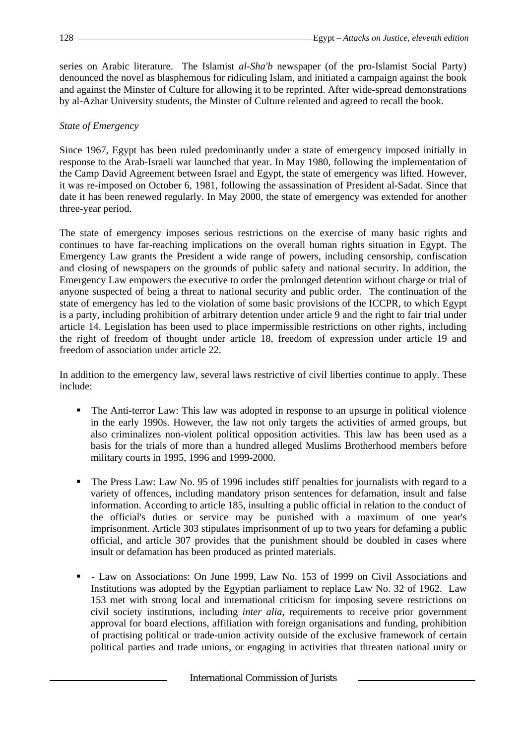series on Arabic literature. The Islamist *al-Sha'b* newspaper (of the pro-Islamist Social Party) denounced the novel as blasphemous for ridiculing Islam, and initiated a campaign against the book and against the Minster of Culture for allowing it to be reprinted. After wide-spread demonstrations by al-Azhar University students, the Minster of Culture relented and agreed to recall the book.

*State of Emergency*

Since 1967, Egypt has been ruled predominantly under a state of emergency imposed initially in response to the Arab-Israeli war launched that year. In May 1980, following the implementation of the Camp David Agreement between Israel and Egypt, the state of emergency was lifted. However, it was re-imposed on October 6, 1981, following the assassination of President al-Sadat. Since that date it has been renewed regularly. In May 2000, the state of emergency was extended for another three-year period.

The state of emergency imposes serious restrictions on the exercise of many basic rights and continues to have far-reaching implications on the overall human rights situation in Egypt. The Emergency Law grants the President a wide range of powers, including censorship, confiscation and closing of newspapers on the grounds of public safety and national security. In addition, the Emergency Law empowers the executive to order the prolonged detention without charge or trial of anyone suspected of being a threat to national security and public order. The continuation of the state of emergency has led to the violation of some basic provisions of the ICCPR, to which Egypt is a party, including prohibition of arbitrary detention under article 9 and the right to fair trial under article 14. Legislation has been used to place impermissible restrictions on other rights, including the right of freedom of thought under article 18, freedom of expression under article 19 and freedom of association under article 22.

In addition to the emergency law, several laws restrictive of civil liberties continue to apply. These include:

- The Anti-terror Law: This law was adopted in response to an upsurge in political violence in the early 1990s. However, the law not only targets the activities of armed groups, but also criminalizes non-violent political opposition activities. This law has been used as a basis for the trials of more than a hundred alleged Muslims Brotherhood members before military courts in 1995, 1996 and 1999-2000.

- The Press Law: Law No. 95 of 1996 includes stiff penalties for journalists with regard to a variety of offences, including mandatory prison sentences for defamation, insult and false information. According to article 185, insulting a public official in relation to the conduct of the official's duties or service may be punished with a maximum of one year's imprisonment. Article 303 stipulates imprisonment of up to two years for defaming a public official, and article 307 provides that the punishment should be doubled in cases where insult or defamation has been produced as printed materials.

- - Law on Associations: On June 1999, Law No. 153 of 1999 on Civil Associations and Institutions was adopted by the Egyptian parliament to replace Law No. 32 of 1962. Law 153 met with strong local and international criticism for imposing severe restrictions on civil society institutions, including *inter alia*, requirements to receive prior government approval for board elections, affiliation with foreign organisations and funding, prohibition of practising political or trade-union activity outside of the exclusive framework of certain political parties and trade unions, or engaging in activities that threaten national unity or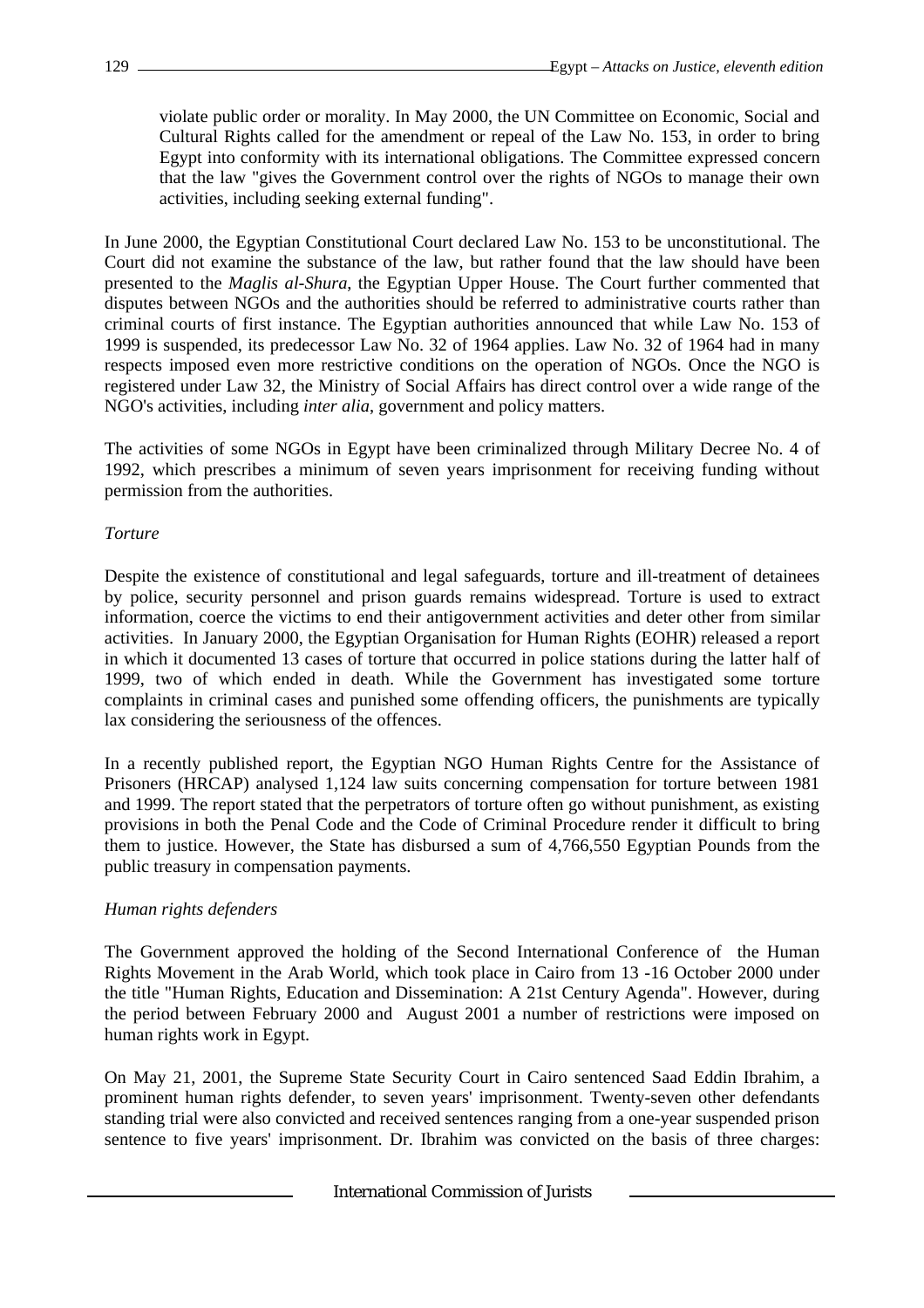> violate public order or morality. In May 2000, the UN Committee on Economic, Social and Cultural Rights called for the amendment or repeal of the Law No. 153, in order to bring Egypt into conformity with its international obligations. The Committee expressed concern that the law "gives the Government control over the rights of NGOs to manage their own activities, including seeking external funding".

In June 2000, the Egyptian Constitutional Court declared Law No. 153 to be unconstitutional. The Court did not examine the substance of the law, but rather found that the law should have been presented to the *Maglis al-Shura*, the Egyptian Upper House. The Court further commented that disputes between NGOs and the authorities should be referred to administrative courts rather than criminal courts of first instance. The Egyptian authorities announced that while Law No. 153 of 1999 is suspended, its predecessor Law No. 32 of 1964 applies. Law No. 32 of 1964 had in many respects imposed even more restrictive conditions on the operation of NGOs. Once the NGO is registered under Law 32, the Ministry of Social Affairs has direct control over a wide range of the NGO's activities, including *inter alia*, government and policy matters.

The activities of some NGOs in Egypt have been criminalized through Military Decree No. 4 of 1992, which prescribes a minimum of seven years imprisonment for receiving funding without permission from the authorities.

*Torture*

Despite the existence of constitutional and legal safeguards, torture and ill-treatment of detainees by police, security personnel and prison guards remains widespread. Torture is used to extract information, coerce the victims to end their antigovernment activities and deter other from similar activities. In January 2000, the Egyptian Organisation for Human Rights (EOHR) released a report in which it documented 13 cases of torture that occurred in police stations during the latter half of 1999, two of which ended in death. While the Government has investigated some torture complaints in criminal cases and punished some offending officers, the punishments are typically lax considering the seriousness of the offences.

In a recently published report, the Egyptian NGO Human Rights Centre for the Assistance of Prisoners (HRCAP) analysed 1,124 law suits concerning compensation for torture between 1981 and 1999. The report stated that the perpetrators of torture often go without punishment, as existing provisions in both the Penal Code and the Code of Criminal Procedure render it difficult to bring them to justice. However, the State has disbursed a sum of 4,766,550 Egyptian Pounds from the public treasury in compensation payments.

*Human rights defenders*

The Government approved the holding of the Second International Conference of the Human Rights Movement in the Arab World, which took place in Cairo from 13 -16 October 2000 under the title "Human Rights, Education and Dissemination: A 21st Century Agenda". However, during the period between February 2000 and August 2001 a number of restrictions were imposed on human rights work in Egypt.

On May 21, 2001, the Supreme State Security Court in Cairo sentenced Saad Eddin Ibrahim, a prominent human rights defender, to seven years' imprisonment. Twenty-seven other defendants standing trial were also convicted and received sentences ranging from a one-year suspended prison sentence to five years' imprisonment. Dr. Ibrahim was convicted on the basis of three charges: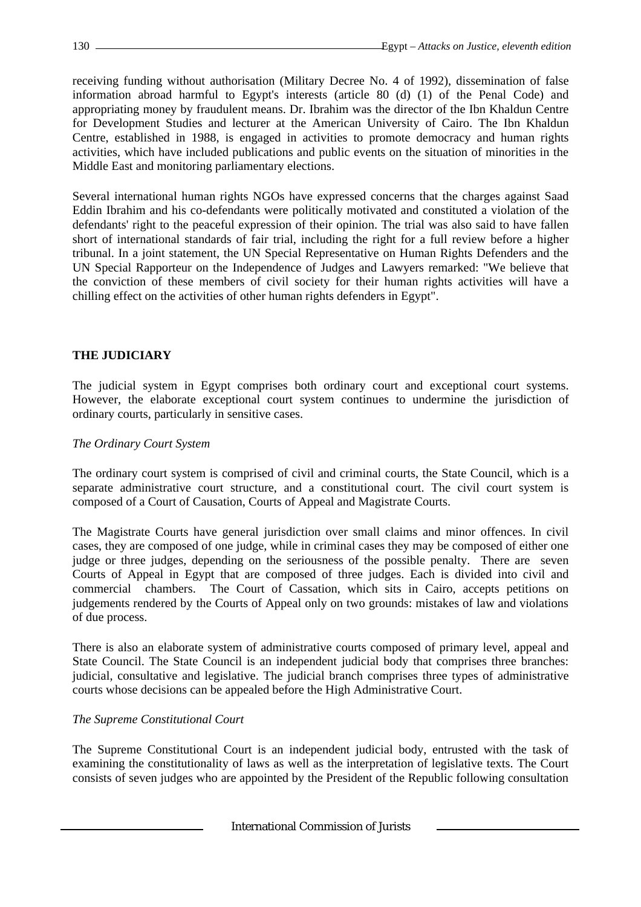receiving funding without authorisation (Military Decree No. 4 of 1992), dissemination of false information abroad harmful to Egypt's interests (article 80 (d) (1) of the Penal Code) and appropriating money by fraudulent means. Dr. Ibrahim was the director of the Ibn Khaldun Centre for Development Studies and lecturer at the American University of Cairo. The Ibn Khaldun Centre, established in 1988, is engaged in activities to promote democracy and human rights activities, which have included publications and public events on the situation of minorities in the Middle East and monitoring parliamentary elections.

Several international human rights NGOs have expressed concerns that the charges against Saad Eddin Ibrahim and his co-defendants were politically motivated and constituted a violation of the defendants' right to the peaceful expression of their opinion. The trial was also said to have fallen short of international standards of fair trial, including the right for a full review before a higher tribunal. In a joint statement, the UN Special Representative on Human Rights Defenders and the UN Special Rapporteur on the Independence of Judges and Lawyers remarked: "We believe that the conviction of these members of civil society for their human rights activities will have a chilling effect on the activities of other human rights defenders in Egypt".

## THE JUDICIARY

The judicial system in Egypt comprises both ordinary court and exceptional court systems. However, the elaborate exceptional court system continues to undermine the jurisdiction of ordinary courts, particularly in sensitive cases.

### *The Ordinary Court System*

The ordinary court system is comprised of civil and criminal courts, the State Council, which is a separate administrative court structure, and a constitutional court. The civil court system is composed of a Court of Causation, Courts of Appeal and Magistrate Courts.

The Magistrate Courts have general jurisdiction over small claims and minor offences. In civil cases, they are composed of one judge, while in criminal cases they may be composed of either one judge or three judges, depending on the seriousness of the possible penalty. There are seven Courts of Appeal in Egypt that are composed of three judges. Each is divided into civil and commercial chambers. The Court of Cassation, which sits in Cairo, accepts petitions on judgements rendered by the Courts of Appeal only on two grounds: mistakes of law and violations of due process.

There is also an elaborate system of administrative courts composed of primary level, appeal and State Council. The State Council is an independent judicial body that comprises three branches: judicial, consultative and legislative. The judicial branch comprises three types of administrative courts whose decisions can be appealed before the High Administrative Court.

### *The Supreme Constitutional Court*

The Supreme Constitutional Court is an independent judicial body, entrusted with the task of examining the constitutionality of laws as well as the interpretation of legislative texts. The Court consists of seven judges who are appointed by the President of the Republic following consultation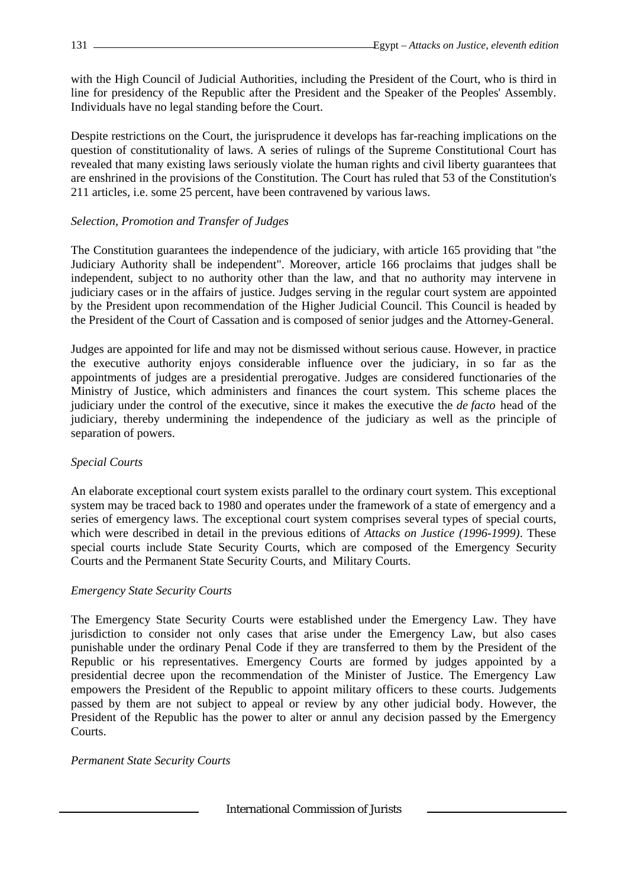with the High Council of Judicial Authorities, including the President of the Court, who is third in line for presidency of the Republic after the President and the Speaker of the Peoples' Assembly. Individuals have no legal standing before the Court.

Despite restrictions on the Court, the jurisprudence it develops has far-reaching implications on the question of constitutionality of laws. A series of rulings of the Supreme Constitutional Court has revealed that many existing laws seriously violate the human rights and civil liberty guarantees that are enshrined in the provisions of the Constitution. The Court has ruled that 53 of the Constitution's 211 articles, i.e. some 25 percent, have been contravened by various laws.

*Selection, Promotion and Transfer of Judges*

The Constitution guarantees the independence of the judiciary, with article 165 providing that "the Judiciary Authority shall be independent". Moreover, article 166 proclaims that judges shall be independent, subject to no authority other than the law, and that no authority may intervene in judiciary cases or in the affairs of justice. Judges serving in the regular court system are appointed by the President upon recommendation of the Higher Judicial Council. This Council is headed by the President of the Court of Cassation and is composed of senior judges and the Attorney-General.

Judges are appointed for life and may not be dismissed without serious cause. However, in practice the executive authority enjoys considerable influence over the judiciary, in so far as the appointments of judges are a presidential prerogative. Judges are considered functionaries of the Ministry of Justice, which administers and finances the court system. This scheme places the judiciary under the control of the executive, since it makes the executive the *de facto* head of the judiciary, thereby undermining the independence of the judiciary as well as the principle of separation of powers.

*Special Courts*

An elaborate exceptional court system exists parallel to the ordinary court system. This exceptional system may be traced back to 1980 and operates under the framework of a state of emergency and a series of emergency laws. The exceptional court system comprises several types of special courts, which were described in detail in the previous editions of *Attacks on Justice (1996-1999)*. These special courts include State Security Courts, which are composed of the Emergency Security Courts and the Permanent State Security Courts, and Military Courts.

*Emergency State Security Courts*

The Emergency State Security Courts were established under the Emergency Law. They have jurisdiction to consider not only cases that arise under the Emergency Law, but also cases punishable under the ordinary Penal Code if they are transferred to them by the President of the Republic or his representatives. Emergency Courts are formed by judges appointed by a presidential decree upon the recommendation of the Minister of Justice. The Emergency Law empowers the President of the Republic to appoint military officers to these courts. Judgements passed by them are not subject to appeal or review by any other judicial body. However, the President of the Republic has the power to alter or annul any decision passed by the Emergency Courts.

*Permanent State Security Courts*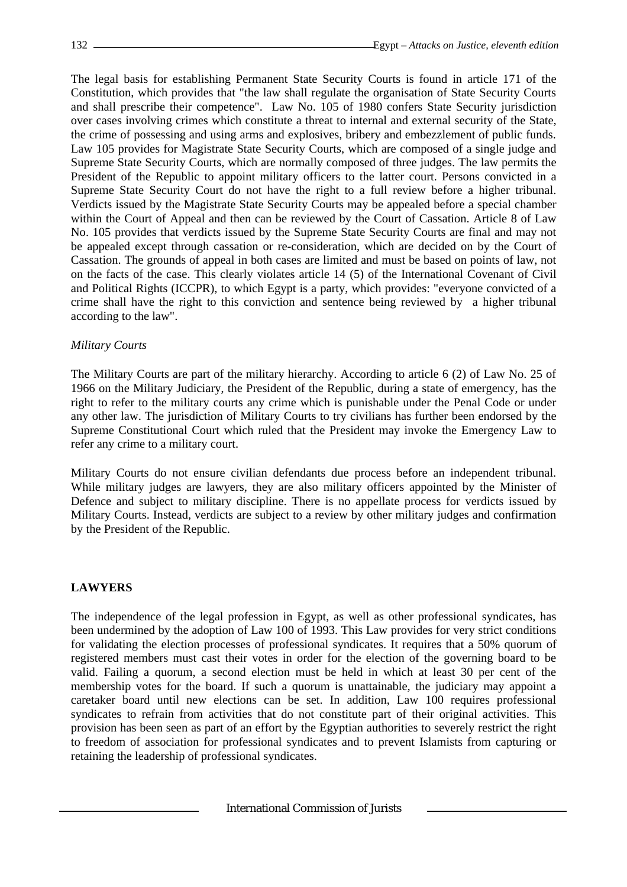The legal basis for establishing Permanent State Security Courts is found in article 171 of the Constitution, which provides that "the law shall regulate the organisation of State Security Courts and shall prescribe their competence". Law No. 105 of 1980 confers State Security jurisdiction over cases involving crimes which constitute a threat to internal and external security of the State, the crime of possessing and using arms and explosives, bribery and embezzlement of public funds. Law 105 provides for Magistrate State Security Courts, which are composed of a single judge and Supreme State Security Courts, which are normally composed of three judges. The law permits the President of the Republic to appoint military officers to the latter court. Persons convicted in a Supreme State Security Court do not have the right to a full review before a higher tribunal. Verdicts issued by the Magistrate State Security Courts may be appealed before a special chamber within the Court of Appeal and then can be reviewed by the Court of Cassation. Article 8 of Law No. 105 provides that verdicts issued by the Supreme State Security Courts are final and may not be appealed except through cassation or re-consideration, which are decided on by the Court of Cassation. The grounds of appeal in both cases are limited and must be based on points of law, not on the facts of the case. This clearly violates article 14 (5) of the International Covenant of Civil and Political Rights (ICCPR), to which Egypt is a party, which provides: "everyone convicted of a crime shall have the right to this conviction and sentence being reviewed by a higher tribunal according to the law".

*Military Courts*

The Military Courts are part of the military hierarchy. According to article 6 (2) of Law No. 25 of 1966 on the Military Judiciary, the President of the Republic, during a state of emergency, has the right to refer to the military courts any crime which is punishable under the Penal Code or under any other law. The jurisdiction of Military Courts to try civilians has further been endorsed by the Supreme Constitutional Court which ruled that the President may invoke the Emergency Law to refer any crime to a military court.

Military Courts do not ensure civilian defendants due process before an independent tribunal. While military judges are lawyers, they are also military officers appointed by the Minister of Defence and subject to military discipline. There is no appellate process for verdicts issued by Military Courts. Instead, verdicts are subject to a review by other military judges and confirmation by the President of the Republic.

## LAWYERS

The independence of the legal profession in Egypt, as well as other professional syndicates, has been undermined by the adoption of Law 100 of 1993. This Law provides for very strict conditions for validating the election processes of professional syndicates. It requires that a 50% quorum of registered members must cast their votes in order for the election of the governing board to be valid. Failing a quorum, a second election must be held in which at least 30 per cent of the membership votes for the board. If such a quorum is unattainable, the judiciary may appoint a caretaker board until new elections can be set. In addition, Law 100 requires professional syndicates to refrain from activities that do not constitute part of their original activities. This provision has been seen as part of an effort by the Egyptian authorities to severely restrict the right to freedom of association for professional syndicates and to prevent Islamists from capturing or retaining the leadership of professional syndicates.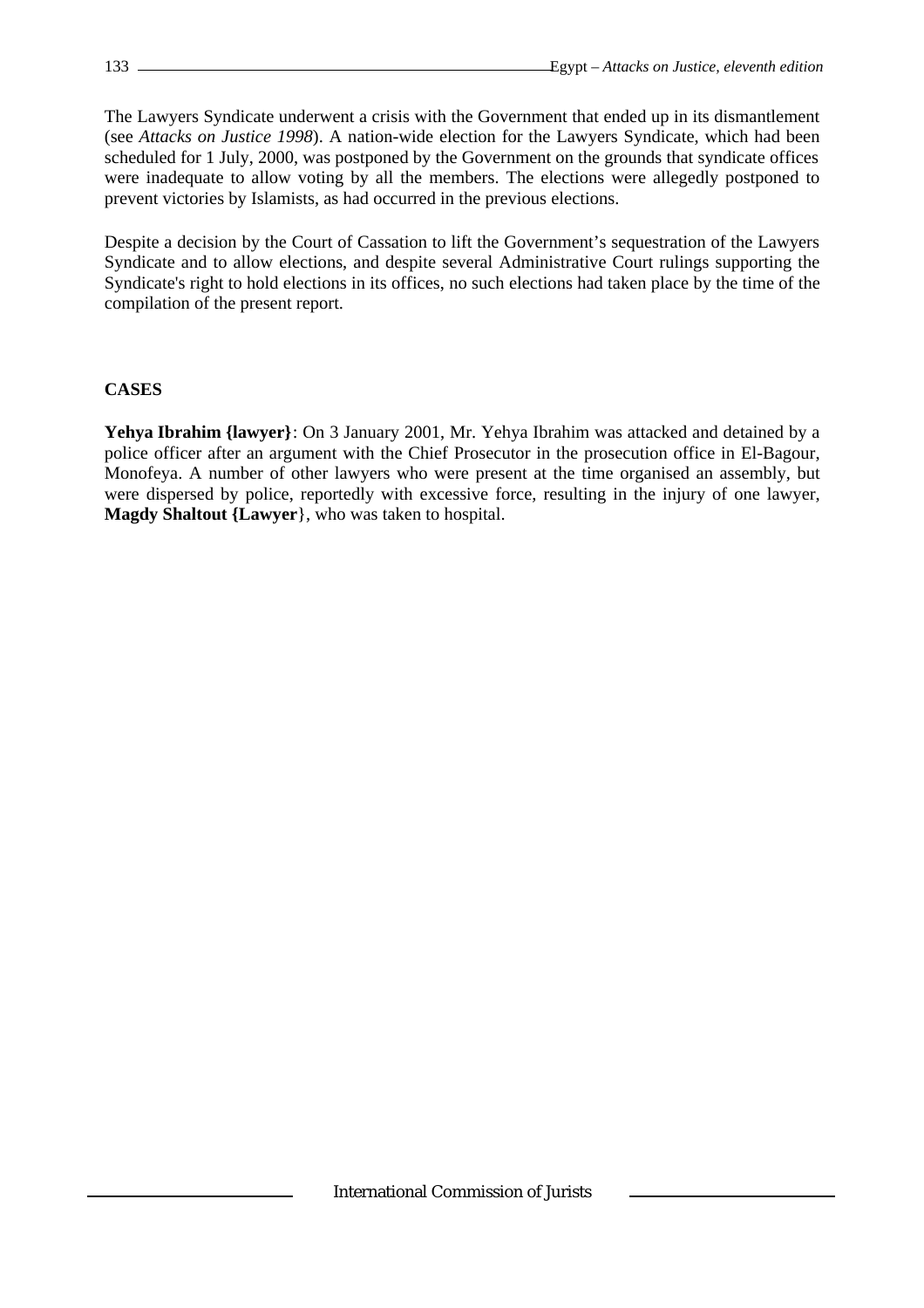The Lawyers Syndicate underwent a crisis with the Government that ended up in its dismantlement (see *Attacks on Justice 1998*). A nation-wide election for the Lawyers Syndicate, which had been scheduled for 1 July, 2000, was postponed by the Government on the grounds that syndicate offices were inadequate to allow voting by all the members. The elections were allegedly postponed to prevent victories by Islamists, as had occurred in the previous elections.

Despite a decision by the Court of Cassation to lift the Government's sequestration of the Lawyers Syndicate and to allow elections, and despite several Administrative Court rulings supporting the Syndicate's right to hold elections in its offices, no such elections had taken place by the time of the compilation of the present report.

## CASES

**Yehya Ibrahim {lawyer}**: On 3 January 2001, Mr. Yehya Ibrahim was attacked and detained by a police officer after an argument with the Chief Prosecutor in the prosecution office in El-Bagour, Monofeya. A number of other lawyers who were present at the time organised an assembly, but were dispersed by police, reportedly with excessive force, resulting in the injury of one lawyer, **Magdy Shaltout {Lawyer**}, who was taken to hospital.